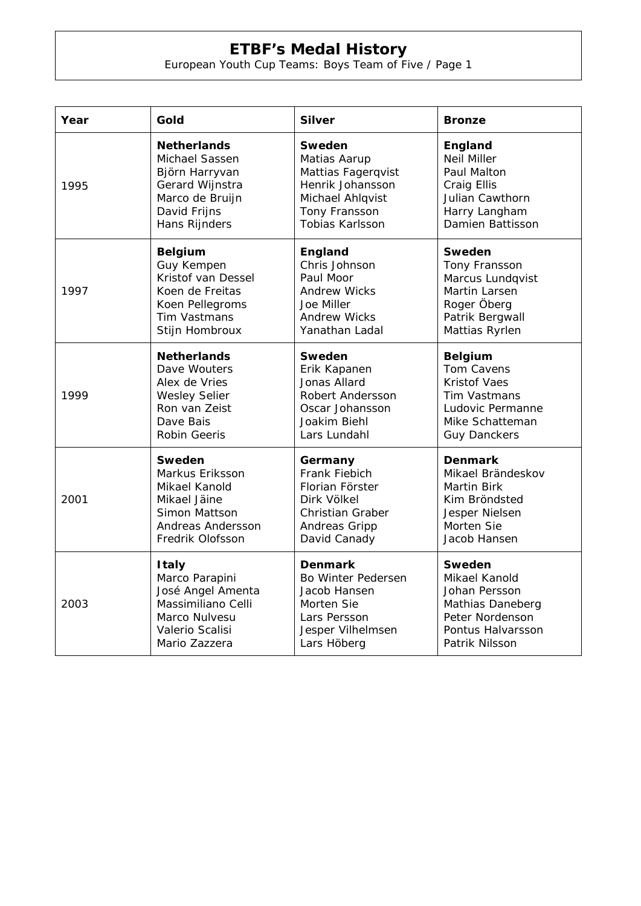# ETBF's Medal History

European Youth Cup Teams: Boys Team of Five / Page 1

| Year | Gold | Silver | Bronze |
|---|---|---|---|
| 1995 | **Netherlands**<br>Michael Sassen<br>Björn Harryvan<br>Gerard Wijnstra<br>Marco de Bruijn<br>David Frijns<br>Hans Rijnders | **Sweden**<br>Matias Aarup<br>Mattias Fagerqvist<br>Henrik Johansson<br>Michael Ahlqvist<br>Tony Fransson<br>Tobias Karlsson | **England**<br>Neil Miller<br>Paul Malton<br>Craig Ellis<br>Julian Cawthorn<br>Harry Langham<br>Damien Battisson |
| 1997 | **Belgium**<br>Guy Kempen<br>Kristof van Dessel<br>Koen de Freitas<br>Koen Pellegroms<br>Tim Vastmans<br>Stijn Hombroux | **England**<br>Chris Johnson<br>Paul Moor<br>Andrew Wicks<br>Joe Miller<br>Andrew Wicks<br>Yanathan Ladal | **Sweden**<br>Tony Fransson<br>Marcus Lundqvist<br>Martin Larsen<br>Roger Öberg<br>Patrik Bergwall<br>Mattias Ryrlen |
| 1999 | **Netherlands**<br>Dave Wouters<br>Alex de Vries<br>Wesley Selier<br>Ron van Zeist<br>Dave Bais<br>Robin Geeris | **Sweden**<br>Erik Kapanen<br>Jonas Allard<br>Robert Andersson<br>Oscar Johansson<br>Joakim Biehl<br>Lars Lundahl | **Belgium**<br>Tom Cavens<br>Kristof Vaes<br>Tim Vastmans<br>Ludovic Permanne<br>Mike Schatteman<br>Guy Danckers |
| 2001 | **Sweden**<br>Markus Eriksson<br>Mikael Kanold<br>Mikael Jäine<br>Simon Mattson<br>Andreas Andersson<br>Fredrik Olofsson | **Germany**<br>Frank Fiebich<br>Florian Förster<br>Dirk Völkel<br>Christian Graber<br>Andreas Gripp<br>David Canady | **Denmark**<br>Mikael Brändeskov<br>Martin Birk<br>Kim Bröndsted<br>Jesper Nielsen<br>Morten Sie<br>Jacob Hansen |
| 2003 | **Italy**<br>Marco Parapini<br>José Angel Amenta<br>Massimiliano Celli<br>Marco Nulvesu<br>Valerio Scalisi<br>Mario Zazzera | **Denmark**<br>Bo Winter Pedersen<br>Jacob Hansen<br>Morten Sie<br>Lars Persson<br>Jesper Vilhelmsen<br>Lars Höberg | **Sweden**<br>Mikael Kanold<br>Johan Persson<br>Mathias Daneberg<br>Peter Nordenson<br>Pontus Halvarsson<br>Patrik Nilsson |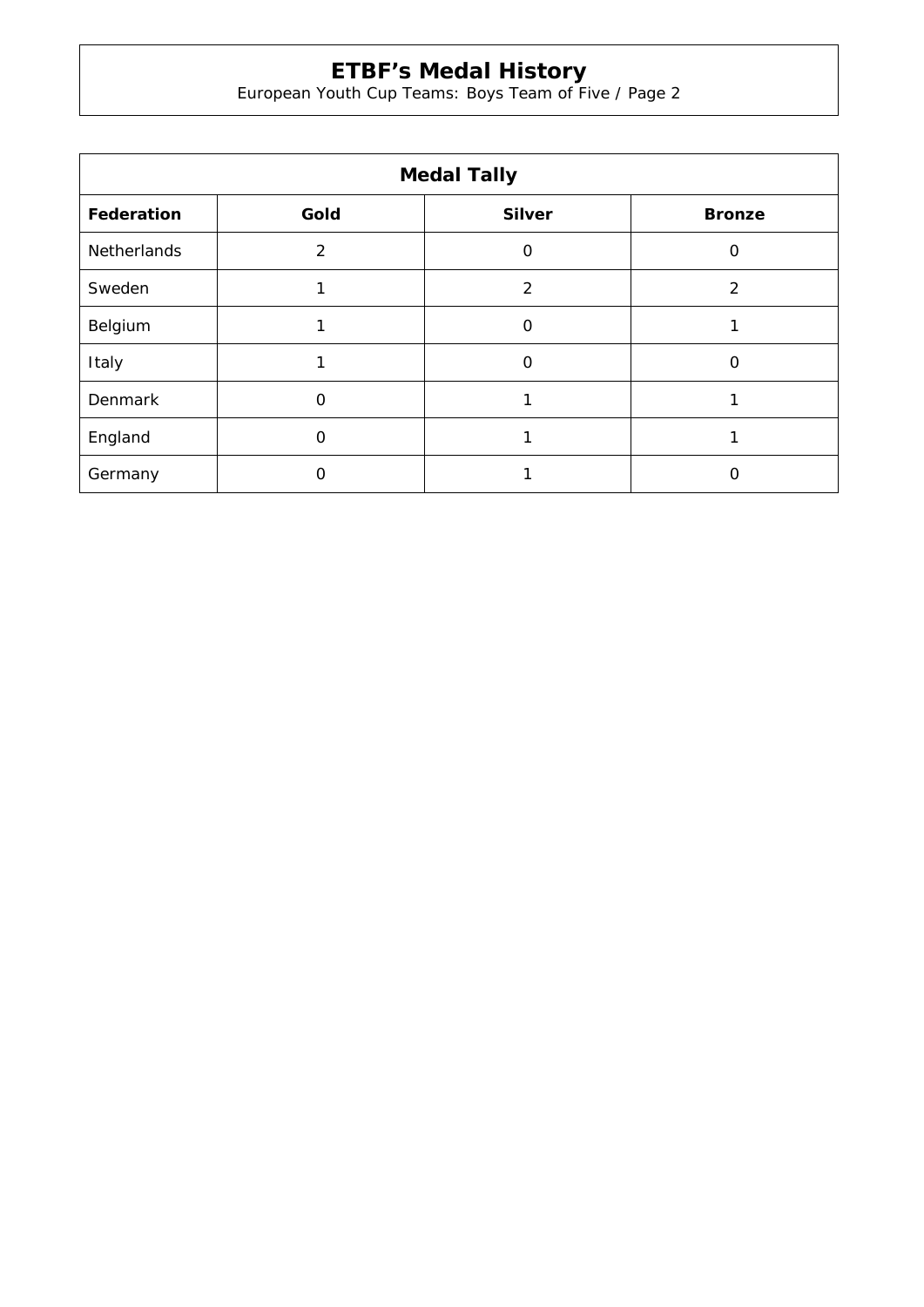# ETBF's Medal History

European Youth Cup Teams: Boys Team of Five / Page 2

| Medal Tally | | | |
|---|---|---|---|
| **Federation** | **Gold** | **Silver** | **Bronze** |
| Netherlands | 2 | 0 | 0 |
| Sweden | 1 | 2 | 2 |
| Belgium | 1 | 0 | 1 |
| Italy | 1 | 0 | 0 |
| Denmark | 0 | 1 | 1 |
| England | 0 | 1 | 1 |
| Germany | 0 | 1 | 0 |